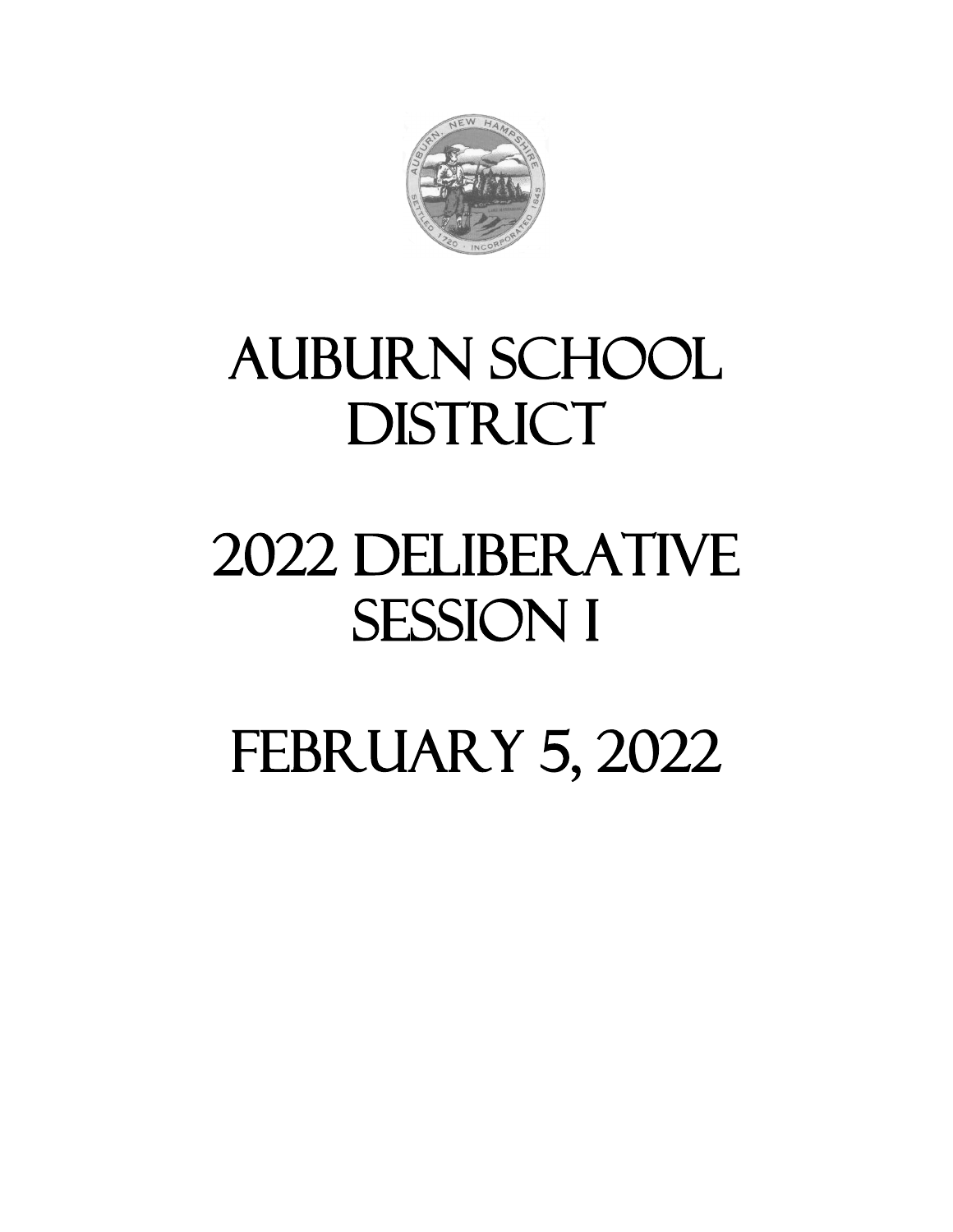# AUBURN SCHOOL DISTRICT

# 2022 DELIBERATIVE SESSION I

# FEBRUARY 5, 2022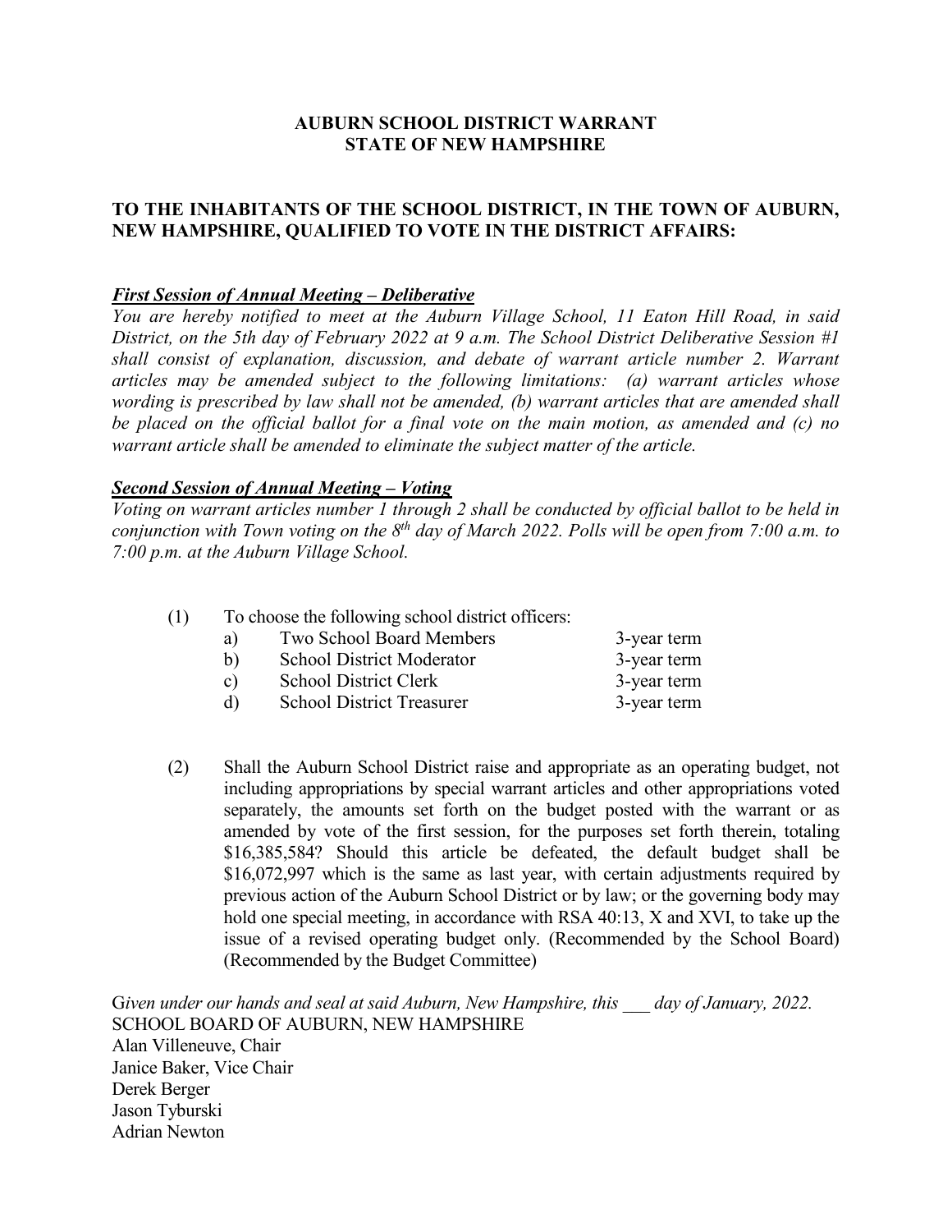**AUBURN SCHOOL DISTRICT WARRANT**
**STATE OF NEW HAMPSHIRE**

**TO THE INHABITANTS OF THE SCHOOL DISTRICT, IN THE TOWN OF AUBURN, NEW HAMPSHIRE, QUALIFIED TO VOTE IN THE DISTRICT AFFAIRS:**

***First Session of Annual Meeting – Deliberative***

*You are hereby notified to meet at the Auburn Village School, 11 Eaton Hill Road, in said District, on the 5th day of February 2022 at 9 a.m. The School District Deliberative Session #1 shall consist of explanation, discussion, and debate of warrant article number 2. Warrant articles may be amended subject to the following limitations: (a) warrant articles whose wording is prescribed by law shall not be amended, (b) warrant articles that are amended shall be placed on the official ballot for a final vote on the main motion, as amended and (c) no warrant article shall be amended to eliminate the subject matter of the article.*

***Second Session of Annual Meeting – Voting***

*Voting on warrant articles number 1 through 2 shall be conducted by official ballot to be held in conjunction with Town voting on the 8th day of March 2022. Polls will be open from 7:00 a.m. to 7:00 p.m. at the Auburn Village School.*

(1) To choose the following school district officers:

| | | |
|---|---|---|
| a) | Two School Board Members | 3-year term |
| b) | School District Moderator | 3-year term |
| c) | School District Clerk | 3-year term |
| d) | School District Treasurer | 3-year term |

(2) Shall the Auburn School District raise and appropriate as an operating budget, not including appropriations by special warrant articles and other appropriations voted separately, the amounts set forth on the budget posted with the warrant or as amended by vote of the first session, for the purposes set forth therein, totaling $16,385,584? Should this article be defeated, the default budget shall be $16,072,997 which is the same as last year, with certain adjustments required by previous action of the Auburn School District or by law; or the governing body may hold one special meeting, in accordance with RSA 40:13, X and XVI, to take up the issue of a revised operating budget only. (Recommended by the School Board) (Recommended by the Budget Committee)

G*iven under our hands and seal at said Auburn, New Hampshire, this ___ day of January, 2022.*

SCHOOL BOARD OF AUBURN, NEW HAMPSHIRE

Alan Villeneuve, Chair

Janice Baker, Vice Chair

Derek Berger

Jason Tyburski

Adrian Newton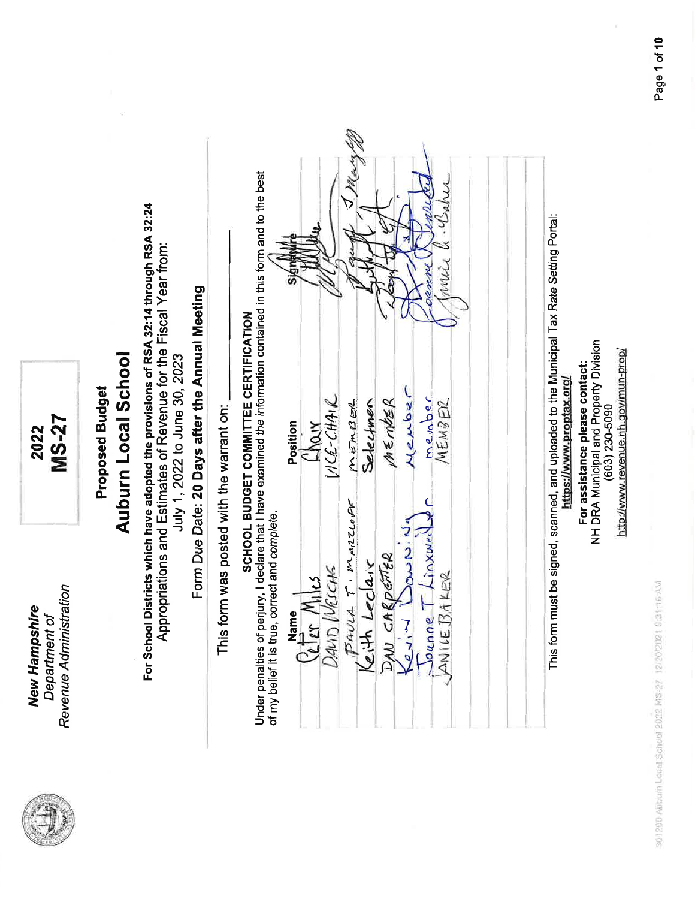**New Hampshire**
*Department of*
*Revenue Administration*

# 2022
# MS-27

## Proposed Budget
## Auburn Local School

**For School Districts which have adopted the provisions of RSA 32:14 through RSA 32:24**
Appropriations and Estimates of Revenue for the Fiscal Year from:
July 1, 2022 to June 30, 2023

Form Due Date: **20 Days after the Annual Meeting**

This form was posted with the warrant on: ____________

### SCHOOL BUDGET COMMITTEE CERTIFICATION

Under penalties of perjury, I declare that I have examined the information contained in this form and to the best of my belief it is true, correct and complete.

| Name | Position | Signature |
|---|---|---|
| Peter Miles | Chair | *(signed)* |
| DAVID WESCHE | VICE-CHAIR | *(signed)* |
| PAULA T. MARZLOFF | MEMBER | *(signed)* |
| Keith Leclair | Selectmen | *(signed)* |
| DAN CARPENTER | MEMBER | *(signed)* |
| Kevin Downing | Member | *(signed)* |
| Joanne T Linxweiler | member | *(signed)* |
| JANICE BAKER | MEMBER | *(signed)* |

This form must be signed, scanned, and uploaded to the Municipal Tax Rate Setting Portal:
**https://www.proptax.org/**

**For assistance please contact:**
NH DRA Municipal and Property Division
(603) 230-5090
http://www.revenue.nh.gov/mun-prop/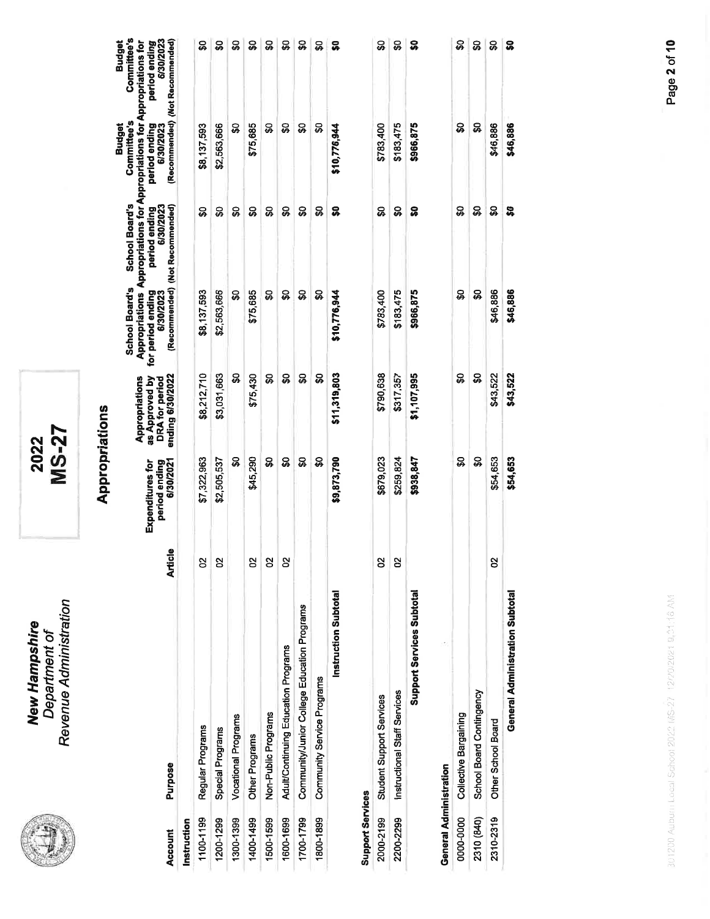**New Hampshire**
*Department of*
*Revenue Administration*

# 2022
# MS-27

## Appropriations

| Account | Purpose | Article | Expenditures for period ending 6/30/2021 | Appropriations as Approved by DRA for period ending 6/30/2022 | School Board's Appropriations for period ending 6/30/2023 (Recommended) | School Board's Appropriations for period ending 6/30/2023 (Not Recommended) | Budget Committee's Appropriations for period ending 6/30/2023 (Recommended) | Budget Committee's Appropriations for period ending 6/30/2023 (Not Recommended) |
|---|---|---|---|---|---|---|---|---|
| **Instruction** | | | | | | | | |
| 1100-1199 | Regular Programs | 02 | $7,322,963 | $8,212,710 | $8,137,593 | $0 | $8,137,593 | $0 |
| 1200-1299 | Special Programs | 02 | $2,505,537 | $3,031,663 | $2,563,666 | $0 | $2,563,666 | $0 |
| 1300-1399 | Vocational Programs | | $0 | $0 | $0 | $0 | $0 | $0 |
| 1400-1499 | Other Programs | 02 | $45,290 | $75,430 | $75,685 | $0 | $75,685 | $0 |
| 1500-1599 | Non-Public Programs | 02 | $0 | $0 | $0 | $0 | $0 | $0 |
| 1600-1699 | Adult/Continuing Education Programs | 02 | $0 | $0 | $0 | $0 | $0 | $0 |
| 1700-1799 | Community/Junior College Education Programs | | $0 | $0 | $0 | $0 | $0 | $0 |
| 1800-1899 | Community Service Programs | | $0 | $0 | $0 | $0 | $0 | $0 |
| | **Instruction Subtotal** | | **$9,873,790** | **$11,319,803** | **$10,776,944** | **$0** | **$10,776,944** | **$0** |
| **Support Services** | | | | | | | | |
| 2000-2199 | Student Support Services | 02 | $679,023 | $790,638 | $783,400 | $0 | $783,400 | $0 |
| 2200-2299 | Instructional Staff Services | 02 | $259,824 | $317,357 | $183,475 | $0 | $183,475 | $0 |
| | **Support Services Subtotal** | | **$938,847** | **$1,107,995** | **$966,875** | **$0** | **$966,875** | **$0** |
| **General Administration** | | | | | | | | |
| 0000-0000 | Collective Bargaining | | $0 | $0 | $0 | $0 | $0 | $0 |
| 2310 (840) | School Board Contingency | | $0 | $0 | $0 | $0 | $0 | $0 |
| 2310-2319 | Other School Board | 02 | $54,653 | $43,522 | $46,886 | $0 | $46,886 | $0 |
| | **General Administration Subtotal** | | **$54,653** | **$43,522** | **$46,886** | **$0** | **$46,886** | **$0** |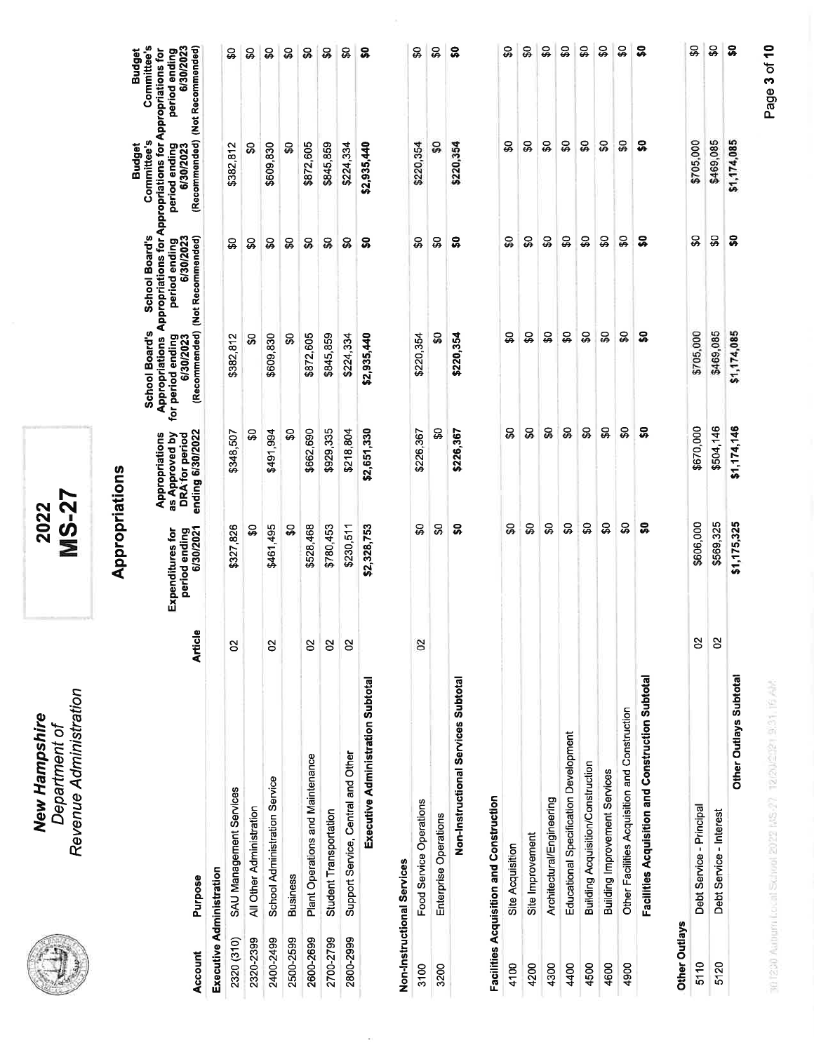**New Hampshire**
*Department of*
*Revenue Administration*

# 2022 MS-27

## Appropriations

| Account | Purpose | Article | Expenditures for period ending 6/30/2021 | Appropriations as Approved by DRA for period ending 6/30/2022 | School Board's Appropriations for period ending 6/30/2023 (Recommended) | School Board's Appropriations for period ending 6/30/2023 (Not Recommended) | Budget Committee's Appropriations for period ending 6/30/2023 (Recommended) | Budget Committee's Appropriations for period ending 6/30/2023 (Not Recommended) |
|---|---|---|---|---|---|---|---|---|
| **Executive Administration** | | | | | | | | |
| 2320 (310) | SAU Management Services | 02 | $327,826 | $348,507 | $382,812 | $0 | $382,812 | $0 |
| 2320-2399 | All Other Administration | | $0 | $0 | $0 | $0 | $0 | $0 |
| 2400-2499 | School Administration Service | 02 | $461,495 | $491,994 | $609,830 | $0 | $609,830 | $0 |
| 2500-2599 | Business | | $0 | $0 | $0 | $0 | $0 | $0 |
| 2600-2699 | Plant Operations and Maintenance | 02 | $528,468 | $662,690 | $872,605 | $0 | $872,605 | $0 |
| 2700-2799 | Student Transportation | 02 | $780,453 | $929,335 | $845,859 | $0 | $845,859 | $0 |
| 2800-2999 | Support Service, Central and Other | 02 | $230,511 | $218,804 | $224,334 | $0 | $224,334 | $0 |
| | **Executive Administration Subtotal** | | **$2,328,753** | **$2,651,330** | **$2,935,440** | **$0** | **$2,935,440** | **$0** |
| **Non-Instructional Services** | | | | | | | | |
| 3100 | Food Service Operations | 02 | $0 | $226,367 | $220,354 | $0 | $220,354 | $0 |
| 3200 | Enterprise Operations | | $0 | $0 | $0 | $0 | $0 | $0 |
| | **Non-Instructional Services Subtotal** | | **$0** | **$226,367** | **$220,354** | **$0** | **$220,354** | **$0** |
| **Facilities Acquisition and Construction** | | | | | | | | |
| 4100 | Site Acquisition | | $0 | $0 | $0 | $0 | $0 | $0 |
| 4200 | Site Improvement | | $0 | $0 | $0 | $0 | $0 | $0 |
| 4300 | Architectural/Engineering | | $0 | $0 | $0 | $0 | $0 | $0 |
| 4400 | Educational Specification Development | | $0 | $0 | $0 | $0 | $0 | $0 |
| 4500 | Building Acquisition/Construction | | $0 | $0 | $0 | $0 | $0 | $0 |
| 4600 | Building Improvement Services | | $0 | $0 | $0 | $0 | $0 | $0 |
| 4900 | Other Facilities Acquisition and Construction | | $0 | $0 | $0 | $0 | $0 | $0 |
| | **Facilities Acquisition and Construction Subtotal** | | **$0** | **$0** | **$0** | **$0** | **$0** | **$0** |
| **Other Outlays** | | | | | | | | |
| 5110 | Debt Service - Principal | 02 | $606,000 | $670,000 | $705,000 | $0 | $705,000 | $0 |
| 5120 | Debt Service - Interest | 02 | $569,325 | $504,146 | $469,085 | $0 | $469,085 | $0 |
| | **Other Outlays Subtotal** | | **$1,175,325** | **$1,174,146** | **$1,174,085** | **$0** | **$1,174,085** | **$0** |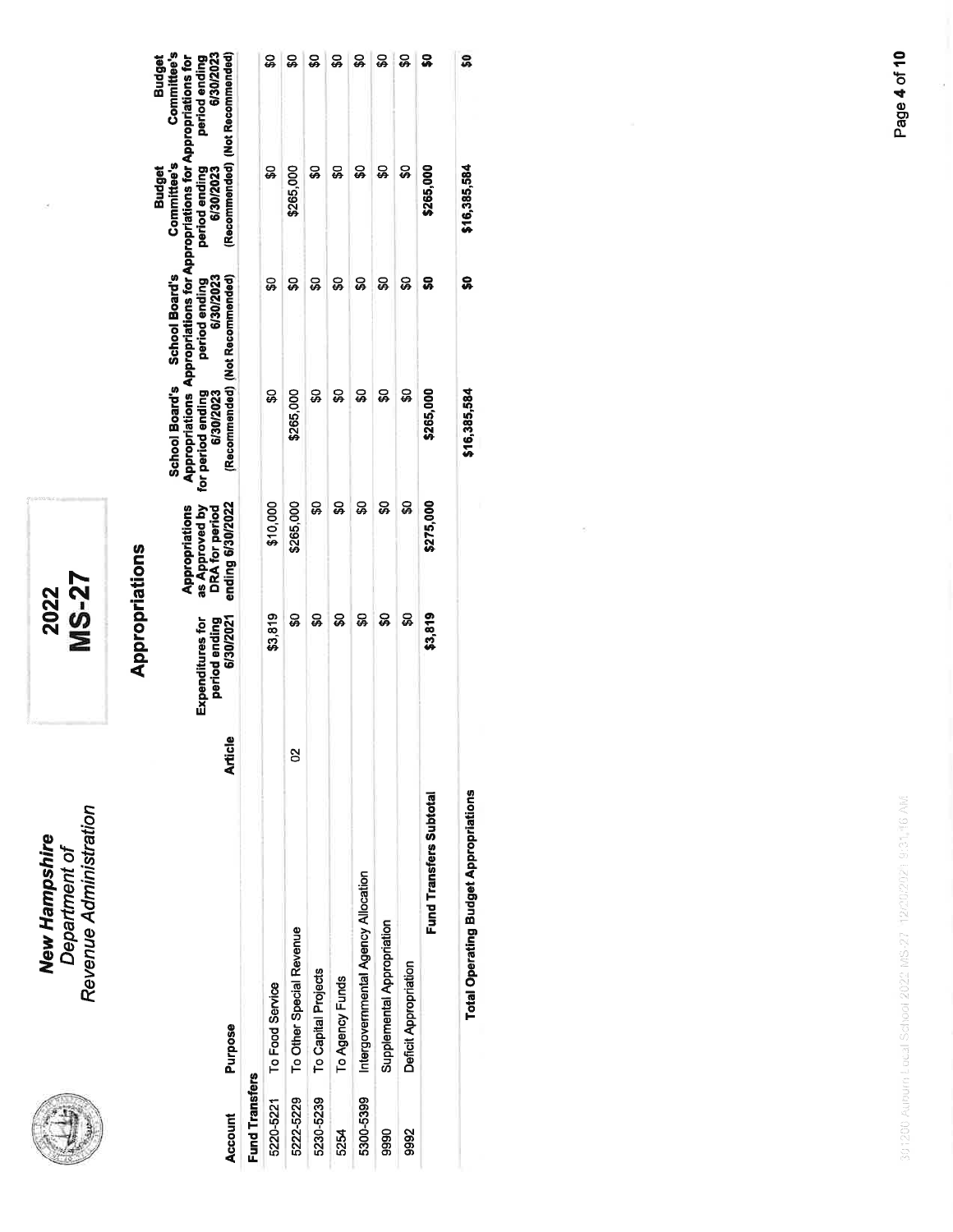**New Hampshire**
*Department of*
*Revenue Administration*

# 2022
# MS-27

## Appropriations

| Account | Purpose | Article | Expenditures for period ending 6/30/2021 | Appropriations as Approved by DRA for period ending 6/30/2022 | School Board's Appropriations for period ending 6/30/2023 (Recommended) | School Board's Appropriations for period ending 6/30/2023 (Not Recommended) | Budget Committee's Appropriations for period ending 6/30/2023 (Recommended) | Budget Committee's Appropriations for period ending 6/30/2023 (Not Recommended) |
|---|---|---|---|---|---|---|---|---|
| **Fund Transfers** | | | | | | | | |
| 5220-5221 | To Food Service | | $3,819 | $10,000 | $0 | $0 | $0 | $0 |
| 5222-5229 | To Other Special Revenue | 02 | $0 | $265,000 | $265,000 | $0 | $265,000 | $0 |
| 5230-5239 | To Capital Projects | | $0 | $0 | $0 | $0 | $0 | $0 |
| 5254 | To Agency Funds | | $0 | $0 | $0 | $0 | $0 | $0 |
| 5300-5399 | Intergovernmental Agency Allocation | | $0 | $0 | $0 | $0 | $0 | $0 |
| 9990 | Supplemental Appropriation | | $0 | $0 | $0 | $0 | $0 | $0 |
| 9992 | Deficit Appropriation | | $0 | $0 | $0 | $0 | $0 | $0 |
| | **Fund Transfers Subtotal** | | **$3,819** | **$275,000** | **$265,000** | **$0** | **$265,000** | **$0** |
| | **Total Operating Budget Appropriations** | | | | **$16,385,584** | **$0** | **$16,385,584** | **$0** |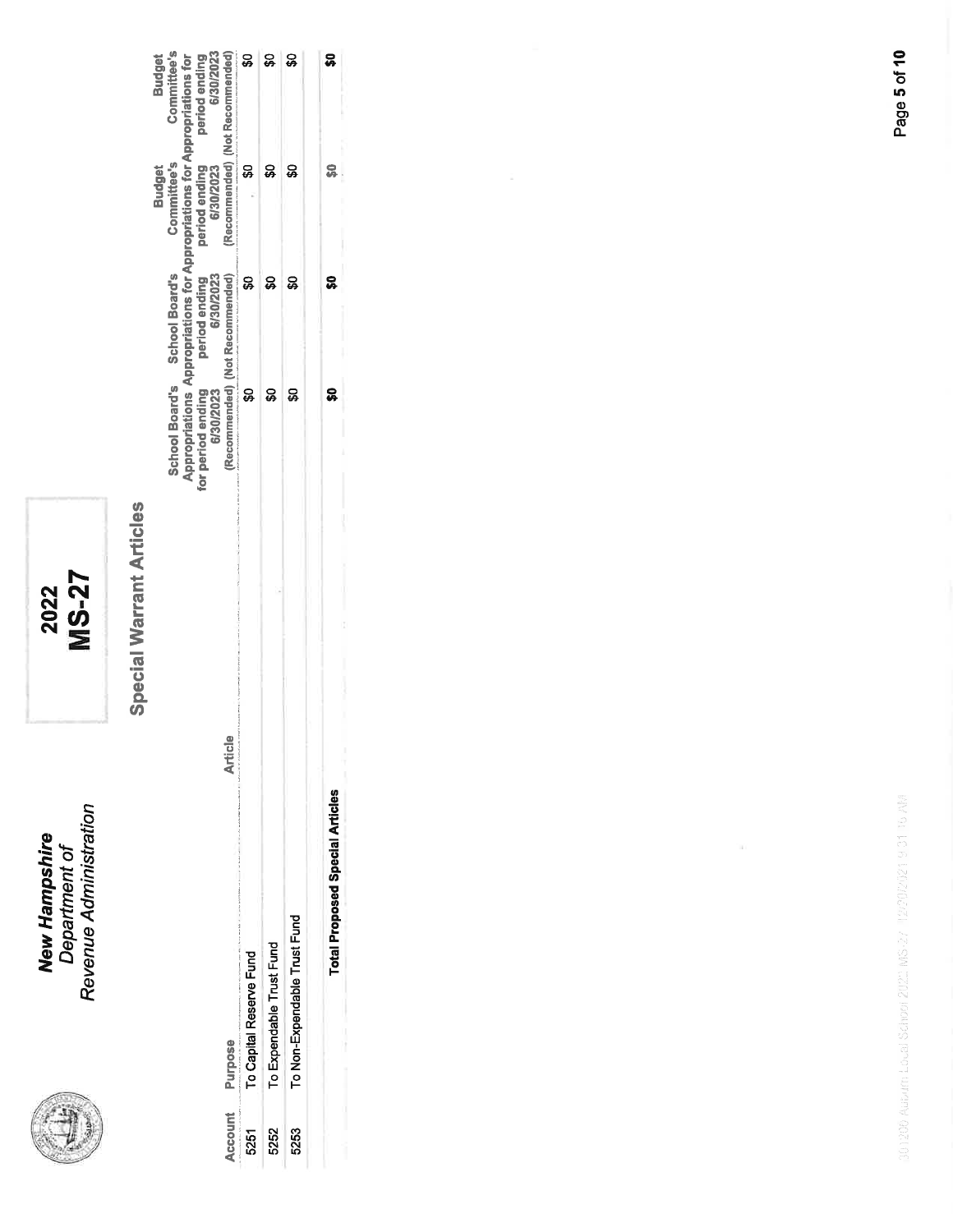**New Hampshire**
*Department of*
*Revenue Administration*

# 2022
# MS-27

## Special Warrant Articles

| Account | Purpose | Article | School Board's Appropriations for period ending 6/30/2023 (Recommended) | School Board's Appropriations for period ending 6/30/2023 (Not Recommended) | Budget Committee's Appropriations for period ending 6/30/2023 (Recommended) | Budget Committee's Appropriations for period ending 6/30/2023 (Not Recommended) |
|---|---|---|---|---|---|---|
| 5251 | To Capital Reserve Fund | | $0 | $0 | $0 | $0 |
| 5252 | To Expendable Trust Fund | | $0 | $0 | $0 | $0 |
| 5253 | To Non-Expendable Trust Fund | | $0 | $0 | $0 | $0 |
| | **Total Proposed Special Articles** | | **$0** | **$0** | **$0** | **$0** |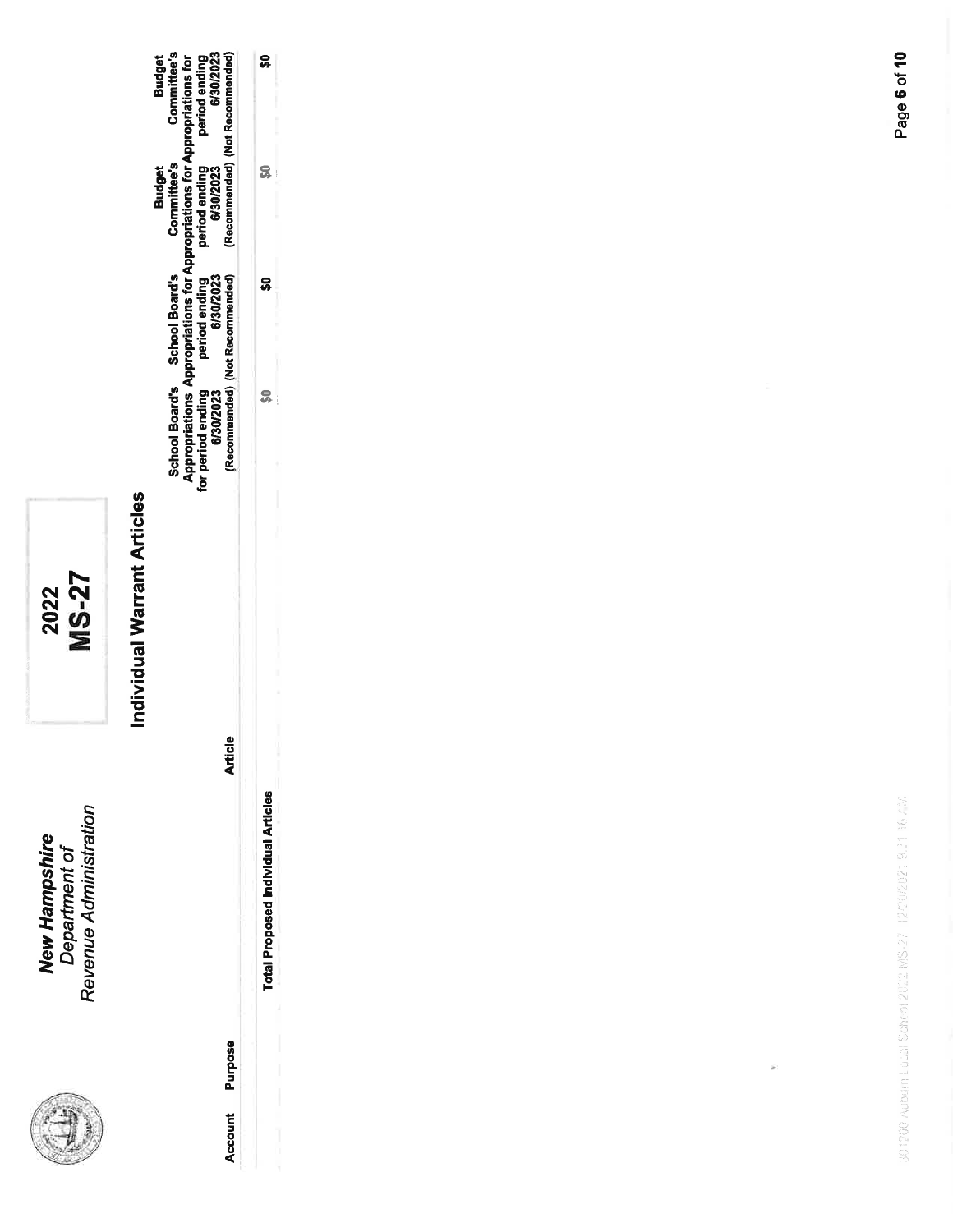New Hampshire
*Department of*
*Revenue Administration*

# 2022
# MS-27

## Individual Warrant Articles

| Account | Purpose | Article | School Board's Appropriations for period ending 6/30/2023 (Recommended) | School Board's Appropriations for period ending 6/30/2023 (Not Recommended) | Budget Committee's Appropriations for period ending 6/30/2023 (Recommended) | Budget Committee's Appropriations for period ending 6/30/2023 (Not Recommended) |
|---|---|---|---|---|---|---|
| | **Total Proposed Individual Articles** | | $0 | $0 | $0 | $0 |

301200 Auburn Local School 2022 MS-27 12/20/2021 9:31:16 AM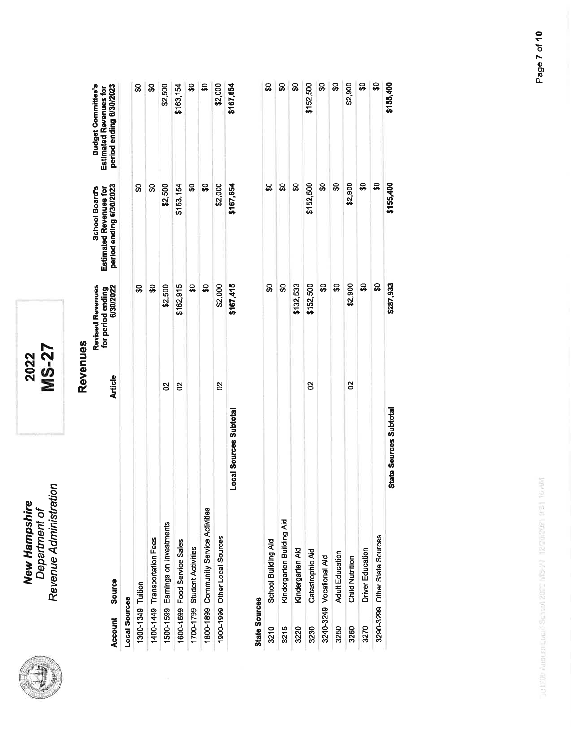**New Hampshire**
*Department of*
*Revenue Administration*

# 2022
# MS-27

## Revenues

| Account | Source | Article | Revised Revenues for period ending 6/30/2022 | School Board's Estimated Revenues for period ending 6/30/2023 | Budget Committee's Estimated Revenues for period ending 6/30/2023 |
|---|---|---|---|---|---|
| **Local Sources** | | | | | |
| 1300-1349 | Tuition | | $0 | $0 | $0 |
| 1400-1449 | Transportation Fees | | $0 | $0 | $0 |
| 1500-1599 | Earnings on Investments | 02 | $2,500 | $2,500 | $2,500 |
| 1600-1699 | Food Service Sales | 02 | $162,915 | $163,154 | $163,154 |
| 1700-1799 | Student Activities | | $0 | $0 | $0 |
| 1800-1899 | Community Service Activities | | $0 | $0 | $0 |
| 1900-1999 | Other Local Sources | 02 | $2,000 | $2,000 | $2,000 |
| | **Local Sources Subtotal** | | **$167,415** | **$167,654** | **$167,654** |
| **State Sources** | | | | | |
| 3210 | School Building Aid | | $0 | $0 | $0 |
| 3215 | Kindergarten Building Aid | | $0 | $0 | $0 |
| 3220 | Kindergarten Aid | | $132,533 | $0 | $0 |
| 3230 | Catastrophic Aid | 02 | $152,500 | $152,500 | $152,500 |
| 3240-3249 | Vocational Aid | | $0 | $0 | $0 |
| 3250 | Adult Education | | $0 | $0 | $0 |
| 3260 | Child Nutrition | 02 | $2,900 | $2,900 | $2,900 |
| 3270 | Driver Education | | $0 | $0 | $0 |
| 3290-3299 | Other State Sources | | $0 | $0 | $0 |
| | **State Sources Subtotal** | | **$287,933** | **$155,400** | **$155,400** |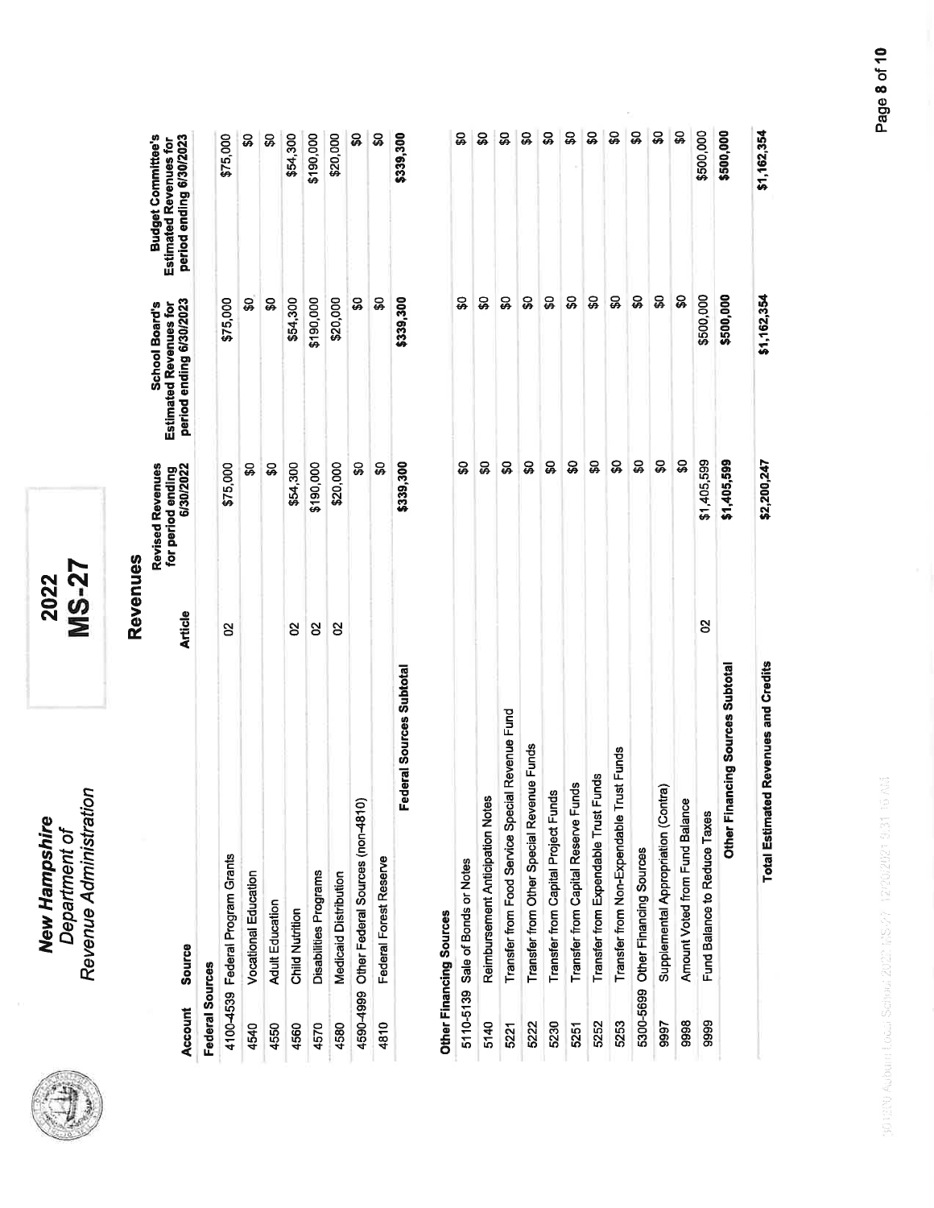# New Hampshire
*Department of*
*Revenue Administration*

# 2022
# MS-27

## Revenues

| Account | Source | Article | Revised Revenues for period ending 6/30/2022 | School Board's Estimated Revenues for period ending 6/30/2023 | Budget Committee's Estimated Revenues for period ending 6/30/2023 |
|---|---|---|---|---|---|
| **Federal Sources** | | | | | |
| 4100-4539 | Federal Program Grants | 02 | $75,000 | $75,000 | $75,000 |
| 4540 | Vocational Education | | $0 | $0 | $0 |
| 4550 | Adult Education | | $0 | $0 | $0 |
| 4560 | Child Nutrition | 02 | $54,300 | $54,300 | $54,300 |
| 4570 | Disabilities Programs | 02 | $190,000 | $190,000 | $190,000 |
| 4580 | Medicaid Distribution | 02 | $20,000 | $20,000 | $20,000 |
| 4590-4999 | Other Federal Sources (non-4810) | | $0 | $0 | $0 |
| 4810 | Federal Forest Reserve | | $0 | $0 | $0 |
| | **Federal Sources Subtotal** | | **$339,300** | **$339,300** | **$339,300** |
| **Other Financing Sources** | | | | | |
| 5110-5139 | Sale of Bonds or Notes | | $0 | $0 | $0 |
| 5140 | Reimbursement Anticipation Notes | | $0 | $0 | $0 |
| 5221 | Transfer from Food Service Special Revenue Fund | | $0 | $0 | $0 |
| 5222 | Transfer from Other Special Revenue Funds | | $0 | $0 | $0 |
| 5230 | Transfer from Capital Project Funds | | $0 | $0 | $0 |
| 5251 | Transfer from Capital Reserve Funds | | $0 | $0 | $0 |
| 5252 | Transfer from Expendable Trust Funds | | $0 | $0 | $0 |
| 5253 | Transfer from Non-Expendable Trust Funds | | $0 | $0 | $0 |
| 5300-5699 | Other Financing Sources | | $0 | $0 | $0 |
| 9997 | Supplemental Appropriation (Contra) | | $0 | $0 | $0 |
| 9998 | Amount Voted from Fund Balance | | $0 | $0 | $0 |
| 9999 | Fund Balance to Reduce Taxes | 02 | $1,405,599 | $500,000 | $500,000 |
| | **Other Financing Sources Subtotal** | | **$1,405,599** | **$500,000** | **$500,000** |
| | **Total Estimated Revenues and Credits** | | **$2,200,247** | **$1,162,354** | **$1,162,354** |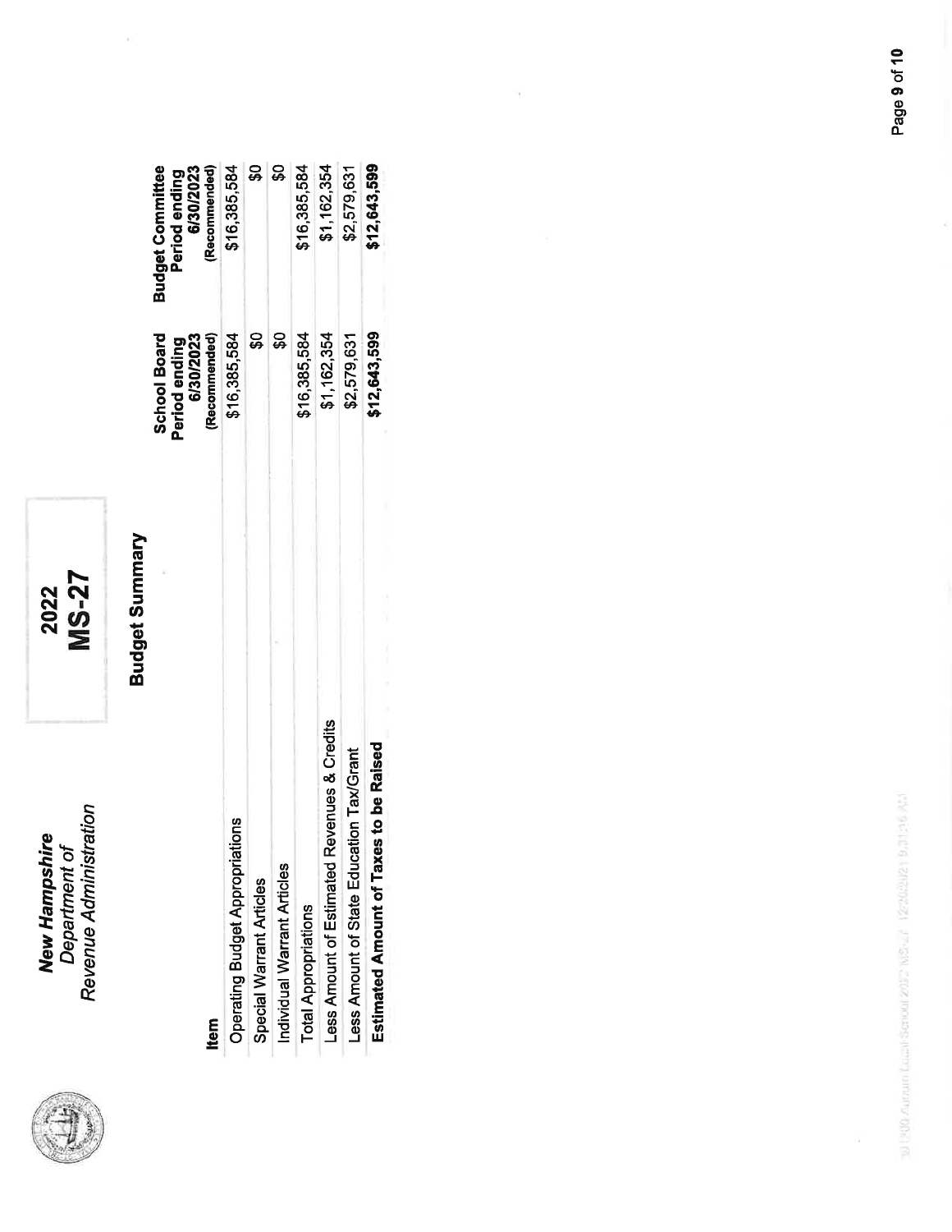**New Hampshire**
*Department of*
*Revenue Administration*

**2022**
**MS-27**

## Budget Summary

| Item | School Board Period ending 6/30/2023 (Recommended) | Budget Committee Period ending 6/30/2023 (Recommended) |
|---|---|---|
| Operating Budget Appropriations | $16,385,584 | $16,385,584 |
| Special Warrant Articles | $0 | $0 |
| Individual Warrant Articles | $0 | $0 |
| Total Appropriations | $16,385,584 | $16,385,584 |
| Less Amount of Estimated Revenues & Credits | $1,162,354 | $1,162,354 |
| Less Amount of State Education Tax/Grant | $2,579,631 | $2,579,631 |
| **Estimated Amount of Taxes to be Raised** | **$12,643,599** | **$12,643,599** |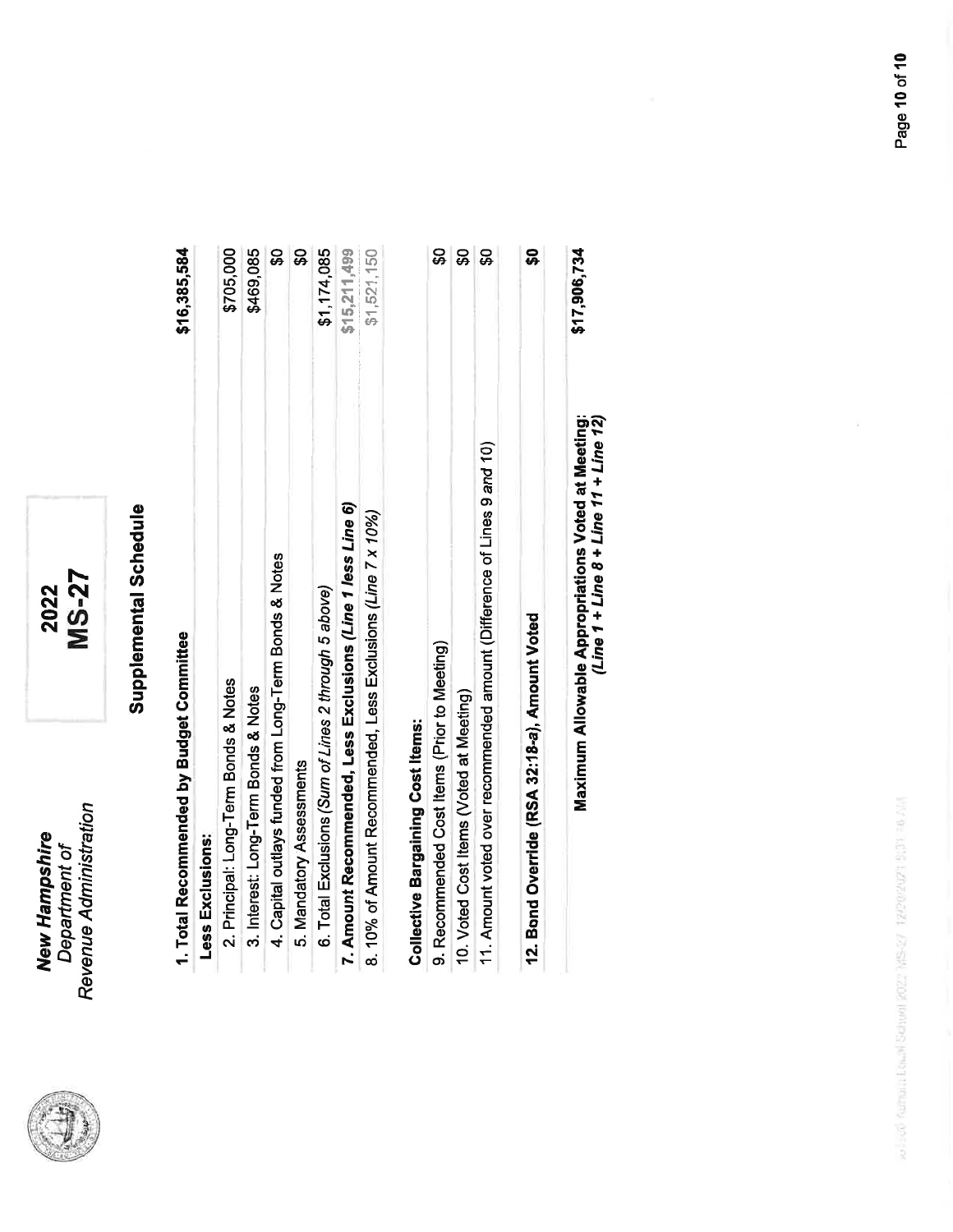**New Hampshire**
*Department of*
*Revenue Administration*

# 2022
# MS-27

## Supplemental Schedule

| | |
|---|---|
| **1. Total Recommended by Budget Committee** | **$16,385,584** |
| **Less Exclusions:** | |
| 2. Principal: Long-Term Bonds & Notes | $705,000 |
| 3. Interest: Long-Term Bonds & Notes | $469,085 |
| 4. Capital outlays funded from Long-Term Bonds & Notes | $0 |
| 5. Mandatory Assessments | $0 |
| 6. Total Exclusions (*Sum of Lines 2 through 5 above*) | $1,174,085 |
| **7. Amount Recommended, Less Exclusions (*Line 1 less Line 6*)** | **$15,211,499** |
| 8. 10% of Amount Recommended, Less Exclusions (*Line 7 x 10%*) | $1,521,150 |
| | |
| **Collective Bargaining Cost Items:** | |
| 9. Recommended Cost Items (Prior to Meeting) | $0 |
| 10. Voted Cost Items (Voted at Meeting) | $0 |
| 11. Amount voted over recommended amount (Difference of Lines 9 and 10) | $0 |
| | |
| **12. Bond Override (RSA 32:18-a), Amount Voted** | **$0** |
| | |
| **Maximum Allowable Appropriations Voted at Meeting:** ***(Line 1 + Line 8 + Line 11 + Line 12)*** | **$17,906,734** |